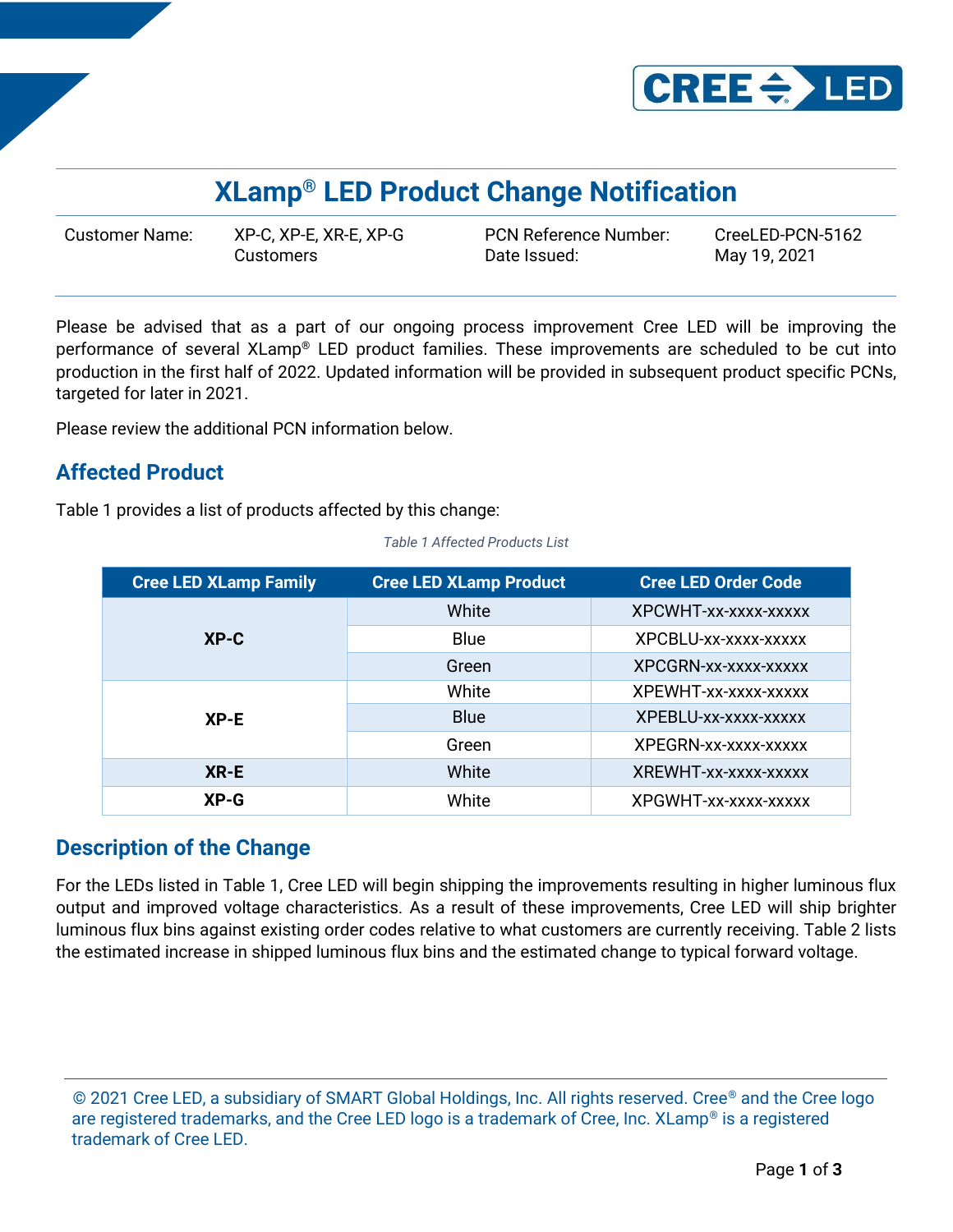# XLamp® LED Product Change Notification

| Customer Name: | XP-C, XP-E, XR-E, XP-G Customers | PCN Reference Number: Date Issued: | CreeLED-PCN-5162 May 19, 2021 |
|---|---|---|---|

Please be advised that as a part of our ongoing process improvement Cree LED will be improving the performance of several XLamp® LED product families. These improvements are scheduled to be cut into production in the first half of 2022. Updated information will be provided in subsequent product specific PCNs, targeted for later in 2021.

Please review the additional PCN information below.

## Affected Product

Table 1 provides a list of products affected by this change:

*Table 1 Affected Products List*

| Cree LED XLamp Family | Cree LED XLamp Product | Cree LED Order Code |
|---|---|---|
| **XP-C** | White | XPCWHT-xx-xxxx-xxxxx |
| | Blue | XPCBLU-xx-xxxx-xxxxx |
| | Green | XPCGRN-xx-xxxx-xxxxx |
| **XP-E** | White | XPEWHT-xx-xxxx-xxxxx |
| | Blue | XPEBLU-xx-xxxx-xxxxx |
| | Green | XPEGRN-xx-xxxx-xxxxx |
| **XR-E** | White | XREWHT-xx-xxxx-xxxxx |
| **XP-G** | White | XPGWHT-xx-xxxx-xxxxx |

## Description of the Change

For the LEDs listed in Table 1, Cree LED will begin shipping the improvements resulting in higher luminous flux output and improved voltage characteristics. As a result of these improvements, Cree LED will ship brighter luminous flux bins against existing order codes relative to what customers are currently receiving. Table 2 lists the estimated increase in shipped luminous flux bins and the estimated change to typical forward voltage.

© 2021 Cree LED, a subsidiary of SMART Global Holdings, Inc. All rights reserved. Cree® and the Cree logo are registered trademarks, and the Cree LED logo is a trademark of Cree, Inc. XLamp® is a registered trademark of Cree LED.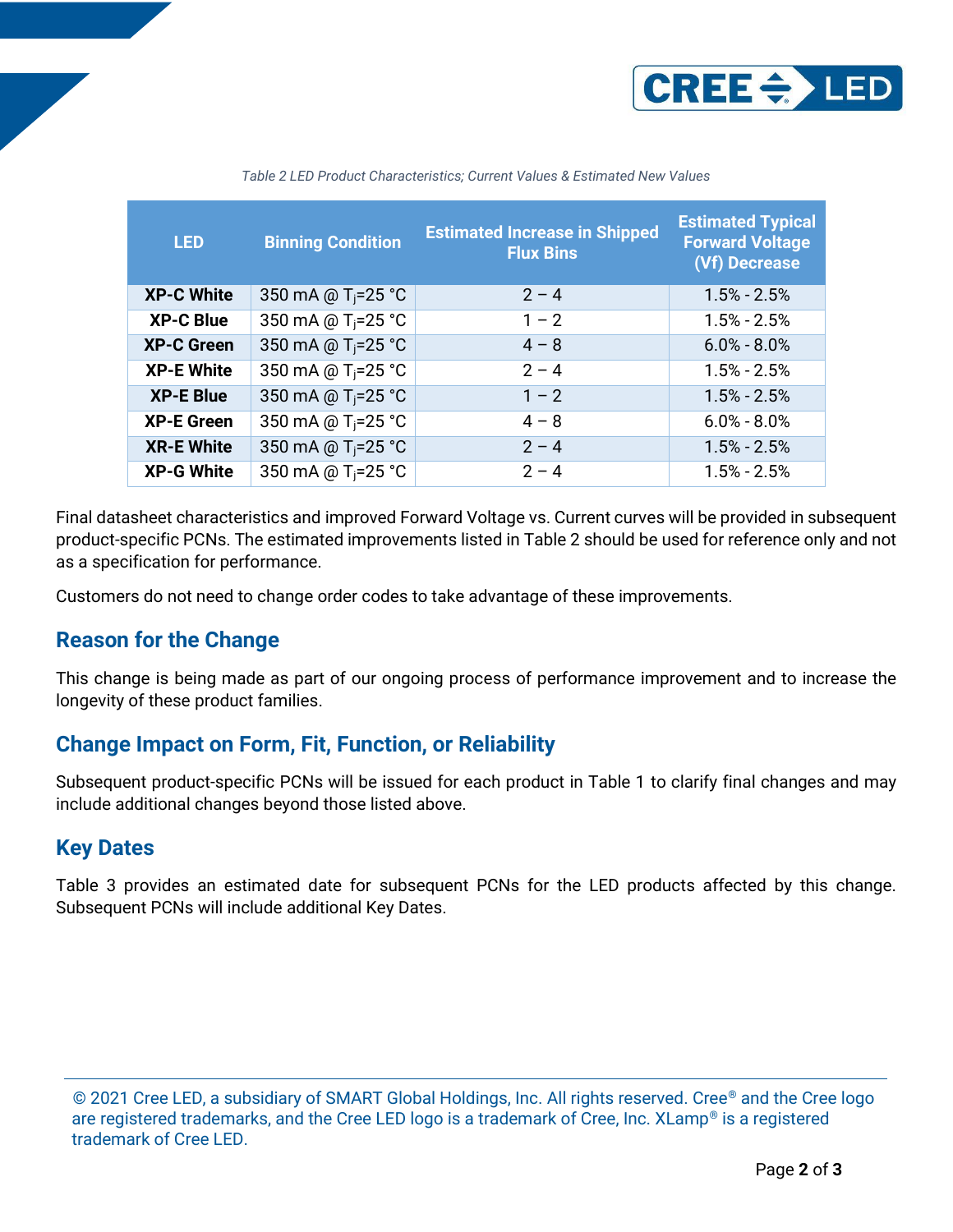*Table 2 LED Product Characteristics; Current Values & Estimated New Values*

| LED | Binning Condition | Estimated Increase in Shipped Flux Bins | Estimated Typical Forward Voltage (Vf) Decrease |
|---|---|---|---|
| **XP-C White** | 350 mA @ $T_j$=25 °C | 2 – 4 | 1.5% - 2.5% |
| **XP-C Blue** | 350 mA @ $T_j$=25 °C | 1 – 2 | 1.5% - 2.5% |
| **XP-C Green** | 350 mA @ $T_j$=25 °C | 4 – 8 | 6.0% - 8.0% |
| **XP-E White** | 350 mA @ $T_j$=25 °C | 2 – 4 | 1.5% - 2.5% |
| **XP-E Blue** | 350 mA @ $T_j$=25 °C | 1 – 2 | 1.5% - 2.5% |
| **XP-E Green** | 350 mA @ $T_j$=25 °C | 4 – 8 | 6.0% - 8.0% |
| **XR-E White** | 350 mA @ $T_j$=25 °C | 2 – 4 | 1.5% - 2.5% |
| **XP-G White** | 350 mA @ $T_j$=25 °C | 2 – 4 | 1.5% - 2.5% |

Final datasheet characteristics and improved Forward Voltage vs. Current curves will be provided in subsequent product-specific PCNs. The estimated improvements listed in Table 2 should be used for reference only and not as a specification for performance.

Customers do not need to change order codes to take advantage of these improvements.

## Reason for the Change

This change is being made as part of our ongoing process of performance improvement and to increase the longevity of these product families.

## Change Impact on Form, Fit, Function, or Reliability

Subsequent product-specific PCNs will be issued for each product in Table 1 to clarify final changes and may include additional changes beyond those listed above.

## Key Dates

Table 3 provides an estimated date for subsequent PCNs for the LED products affected by this change. Subsequent PCNs will include additional Key Dates.

© 2021 Cree LED, a subsidiary of SMART Global Holdings, Inc. All rights reserved. Cree® and the Cree logo are registered trademarks, and the Cree LED logo is a trademark of Cree, Inc. XLamp® is a registered trademark of Cree LED.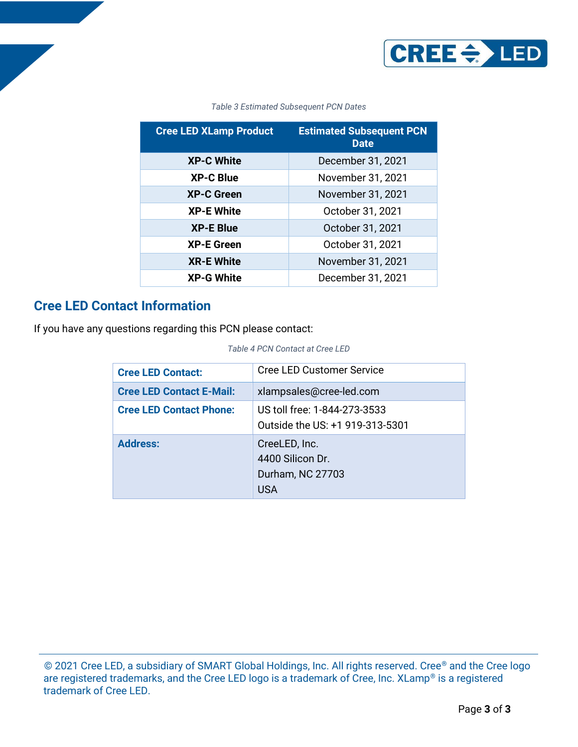Table 3 Estimated Subsequent PCN Dates

| Cree LED XLamp Product | Estimated Subsequent PCN Date |
| --- | --- |
| **XP-C White** | December 31, 2021 |
| **XP-C Blue** | November 31, 2021 |
| **XP-C Green** | November 31, 2021 |
| **XP-E White** | October 31, 2021 |
| **XP-E Blue** | October 31, 2021 |
| **XP-E Green** | October 31, 2021 |
| **XR-E White** | November 31, 2021 |
| **XP-G White** | December 31, 2021 |

## Cree LED Contact Information

If you have any questions regarding this PCN please contact:

Table 4 PCN Contact at Cree LED

| | |
| --- | --- |
| **Cree LED Contact:** | Cree LED Customer Service |
| **Cree LED Contact E-Mail:** | xlampsales@cree-led.com |
| **Cree LED Contact Phone:** | US toll free: 1-844-273-3533<br>Outside the US: +1 919-313-5301 |
| **Address:** | CreeLED, Inc.<br>4400 Silicon Dr.<br>Durham, NC 27703<br>USA |

© 2021 Cree LED, a subsidiary of SMART Global Holdings, Inc. All rights reserved. Cree® and the Cree logo are registered trademarks, and the Cree LED logo is a trademark of Cree, Inc. XLamp® is a registered trademark of Cree LED.